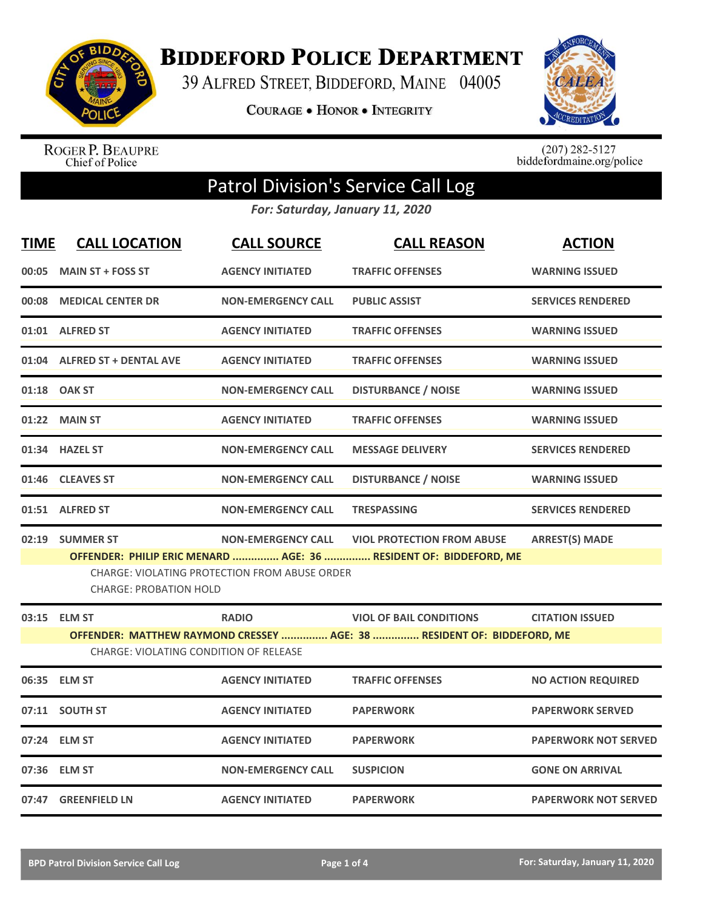# BIDDEFORD POLICE DEPARTMENT

39 ALFRED STREET, BIDDEFORD, MAINE 04005

COURAGE • HONOR • INTEGRITY

ROGER P. BEAUPRE
Chief of Police

(207) 282-5127
biddefordmaine.org/police

## Patrol Division's Service Call Log

*For: Saturday, January 11, 2020*

| TIME | CALL LOCATION | CALL SOURCE | CALL REASON | ACTION |
|---|---|---|---|---|
| 00:05 | MAIN ST + FOSS ST | AGENCY INITIATED | TRAFFIC OFFENSES | WARNING ISSUED |
| 00:08 | MEDICAL CENTER DR | NON-EMERGENCY CALL | PUBLIC ASSIST | SERVICES RENDERED |
| 01:01 | ALFRED ST | AGENCY INITIATED | TRAFFIC OFFENSES | WARNING ISSUED |
| 01:04 | ALFRED ST + DENTAL AVE | AGENCY INITIATED | TRAFFIC OFFENSES | WARNING ISSUED |
| 01:18 | OAK ST | NON-EMERGENCY CALL | DISTURBANCE / NOISE | WARNING ISSUED |
| 01:22 | MAIN ST | AGENCY INITIATED | TRAFFIC OFFENSES | WARNING ISSUED |
| 01:34 | HAZEL ST | NON-EMERGENCY CALL | MESSAGE DELIVERY | SERVICES RENDERED |
| 01:46 | CLEAVES ST | NON-EMERGENCY CALL | DISTURBANCE / NOISE | WARNING ISSUED |
| 01:51 | ALFRED ST | NON-EMERGENCY CALL | TRESPASSING | SERVICES RENDERED |
| 02:19 | SUMMER ST | NON-EMERGENCY CALL | VIOL PROTECTION FROM ABUSE | ARREST(S) MADE |
| | OFFENDER: PHILIP ERIC MENARD ............... AGE: 36 ............... RESIDENT OF: BIDDEFORD, ME | | | |
| | CHARGE: VIOLATING PROTECTION FROM ABUSE ORDER | | | |
| | CHARGE: PROBATION HOLD | | | |
| 03:15 | ELM ST | RADIO | VIOL OF BAIL CONDITIONS | CITATION ISSUED |
| | OFFENDER: MATTHEW RAYMOND CRESSEY ............... AGE: 38 ............... RESIDENT OF: BIDDEFORD, ME | | | |
| | CHARGE: VIOLATING CONDITION OF RELEASE | | | |
| 06:35 | ELM ST | AGENCY INITIATED | TRAFFIC OFFENSES | NO ACTION REQUIRED |
| 07:11 | SOUTH ST | AGENCY INITIATED | PAPERWORK | PAPERWORK SERVED |
| 07:24 | ELM ST | AGENCY INITIATED | PAPERWORK | PAPERWORK NOT SERVED |
| 07:36 | ELM ST | NON-EMERGENCY CALL | SUSPICION | GONE ON ARRIVAL |
| 07:47 | GREENFIELD LN | AGENCY INITIATED | PAPERWORK | PAPERWORK NOT SERVED |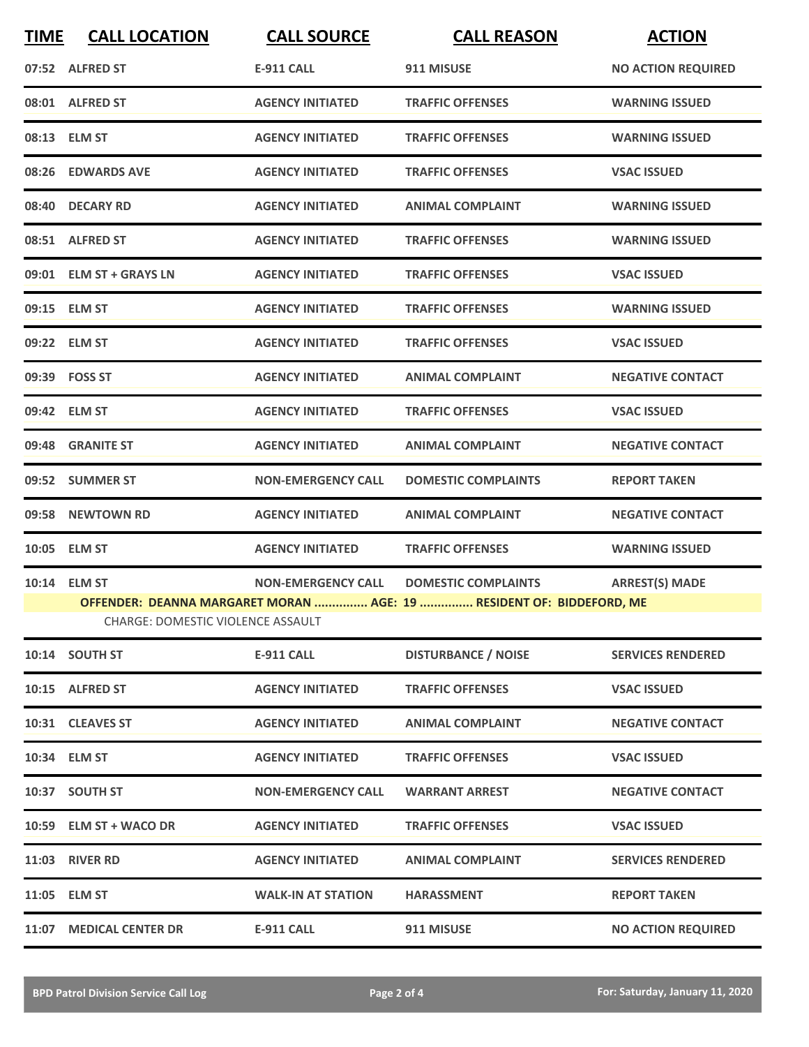| TIME | CALL LOCATION | CALL SOURCE | CALL REASON | ACTION |
|---|---|---|---|---|
| 07:52 | ALFRED ST | E-911 CALL | 911 MISUSE | NO ACTION REQUIRED |
| 08:01 | ALFRED ST | AGENCY INITIATED | TRAFFIC OFFENSES | WARNING ISSUED |
| 08:13 | ELM ST | AGENCY INITIATED | TRAFFIC OFFENSES | WARNING ISSUED |
| 08:26 | EDWARDS AVE | AGENCY INITIATED | TRAFFIC OFFENSES | VSAC ISSUED |
| 08:40 | DECARY RD | AGENCY INITIATED | ANIMAL COMPLAINT | WARNING ISSUED |
| 08:51 | ALFRED ST | AGENCY INITIATED | TRAFFIC OFFENSES | WARNING ISSUED |
| 09:01 | ELM ST + GRAYS LN | AGENCY INITIATED | TRAFFIC OFFENSES | VSAC ISSUED |
| 09:15 | ELM ST | AGENCY INITIATED | TRAFFIC OFFENSES | WARNING ISSUED |
| 09:22 | ELM ST | AGENCY INITIATED | TRAFFIC OFFENSES | VSAC ISSUED |
| 09:39 | FOSS ST | AGENCY INITIATED | ANIMAL COMPLAINT | NEGATIVE CONTACT |
| 09:42 | ELM ST | AGENCY INITIATED | TRAFFIC OFFENSES | VSAC ISSUED |
| 09:48 | GRANITE ST | AGENCY INITIATED | ANIMAL COMPLAINT | NEGATIVE CONTACT |
| 09:52 | SUMMER ST | NON-EMERGENCY CALL | DOMESTIC COMPLAINTS | REPORT TAKEN |
| 09:58 | NEWTOWN RD | AGENCY INITIATED | ANIMAL COMPLAINT | NEGATIVE CONTACT |
| 10:05 | ELM ST | AGENCY INITIATED | TRAFFIC OFFENSES | WARNING ISSUED |
| 10:14 | ELM ST | NON-EMERGENCY CALL | DOMESTIC COMPLAINTS | ARREST(S) MADE |
| | OFFENDER: DEANNA MARGARET MORAN ............... AGE: 19 ............... RESIDENT OF: BIDDEFORD, ME | | | |
| | CHARGE: DOMESTIC VIOLENCE ASSAULT | | | |
| 10:14 | SOUTH ST | E-911 CALL | DISTURBANCE / NOISE | SERVICES RENDERED |
| 10:15 | ALFRED ST | AGENCY INITIATED | TRAFFIC OFFENSES | VSAC ISSUED |
| 10:31 | CLEAVES ST | AGENCY INITIATED | ANIMAL COMPLAINT | NEGATIVE CONTACT |
| 10:34 | ELM ST | AGENCY INITIATED | TRAFFIC OFFENSES | VSAC ISSUED |
| 10:37 | SOUTH ST | NON-EMERGENCY CALL | WARRANT ARREST | NEGATIVE CONTACT |
| 10:59 | ELM ST + WACO DR | AGENCY INITIATED | TRAFFIC OFFENSES | VSAC ISSUED |
| 11:03 | RIVER RD | AGENCY INITIATED | ANIMAL COMPLAINT | SERVICES RENDERED |
| 11:05 | ELM ST | WALK-IN AT STATION | HARASSMENT | REPORT TAKEN |
| 11:07 | MEDICAL CENTER DR | E-911 CALL | 911 MISUSE | NO ACTION REQUIRED |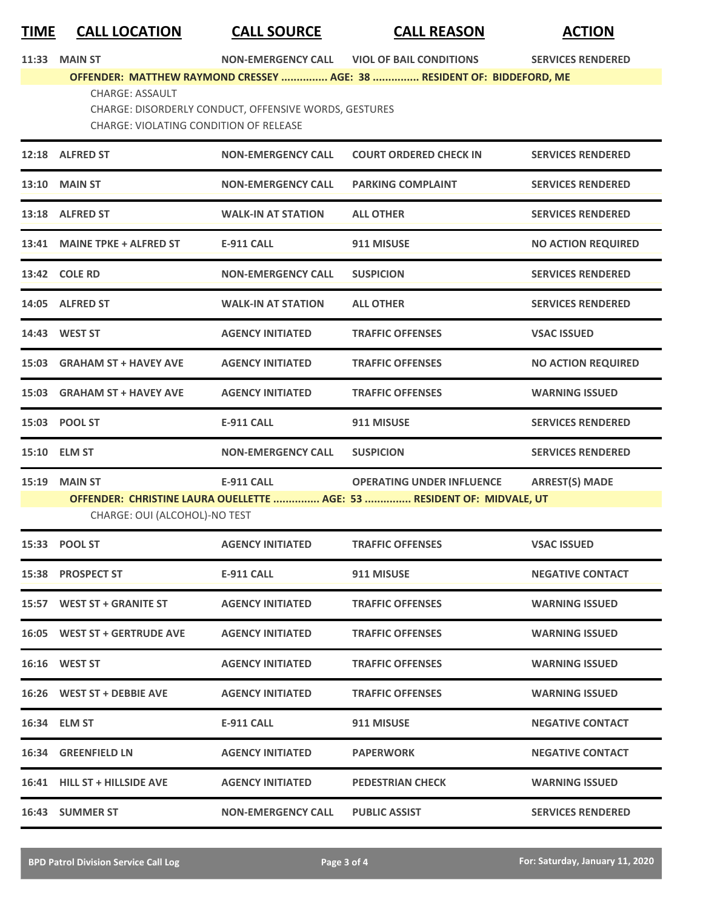| TIME | CALL LOCATION | CALL SOURCE | CALL REASON | ACTION |
|---|---|---|---|---|
| 11:33 | MAIN ST | NON-EMERGENCY CALL | VIOL OF BAIL CONDITIONS | SERVICES RENDERED |
| OFFENDER: MATTHEW RAYMOND CRESSEY ............... AGE: 38 ............... RESIDENT OF: BIDDEFORD, ME | | | | |
| CHARGE: ASSAULT<br>CHARGE: DISORDERLY CONDUCT, OFFENSIVE WORDS, GESTURES<br>CHARGE: VIOLATING CONDITION OF RELEASE | | | | |
| 12:18 | ALFRED ST | NON-EMERGENCY CALL | COURT ORDERED CHECK IN | SERVICES RENDERED |
| 13:10 | MAIN ST | NON-EMERGENCY CALL | PARKING COMPLAINT | SERVICES RENDERED |
| 13:18 | ALFRED ST | WALK-IN AT STATION | ALL OTHER | SERVICES RENDERED |
| 13:41 | MAINE TPKE + ALFRED ST | E-911 CALL | 911 MISUSE | NO ACTION REQUIRED |
| 13:42 | COLE RD | NON-EMERGENCY CALL | SUSPICION | SERVICES RENDERED |
| 14:05 | ALFRED ST | WALK-IN AT STATION | ALL OTHER | SERVICES RENDERED |
| 14:43 | WEST ST | AGENCY INITIATED | TRAFFIC OFFENSES | VSAC ISSUED |
| 15:03 | GRAHAM ST + HAVEY AVE | AGENCY INITIATED | TRAFFIC OFFENSES | NO ACTION REQUIRED |
| 15:03 | GRAHAM ST + HAVEY AVE | AGENCY INITIATED | TRAFFIC OFFENSES | WARNING ISSUED |
| 15:03 | POOL ST | E-911 CALL | 911 MISUSE | SERVICES RENDERED |
| 15:10 | ELM ST | NON-EMERGENCY CALL | SUSPICION | SERVICES RENDERED |
| 15:19 | MAIN ST | E-911 CALL | OPERATING UNDER INFLUENCE | ARREST(S) MADE |
| OFFENDER: CHRISTINE LAURA OUELLETTE ............... AGE: 53 ............... RESIDENT OF: MIDVALE, UT | | | | |
| CHARGE: OUI (ALCOHOL)-NO TEST | | | | |
| 15:33 | POOL ST | AGENCY INITIATED | TRAFFIC OFFENSES | VSAC ISSUED |
| 15:38 | PROSPECT ST | E-911 CALL | 911 MISUSE | NEGATIVE CONTACT |
| 15:57 | WEST ST + GRANITE ST | AGENCY INITIATED | TRAFFIC OFFENSES | WARNING ISSUED |
| 16:05 | WEST ST + GERTRUDE AVE | AGENCY INITIATED | TRAFFIC OFFENSES | WARNING ISSUED |
| 16:16 | WEST ST | AGENCY INITIATED | TRAFFIC OFFENSES | WARNING ISSUED |
| 16:26 | WEST ST + DEBBIE AVE | AGENCY INITIATED | TRAFFIC OFFENSES | WARNING ISSUED |
| 16:34 | ELM ST | E-911 CALL | 911 MISUSE | NEGATIVE CONTACT |
| 16:34 | GREENFIELD LN | AGENCY INITIATED | PAPERWORK | NEGATIVE CONTACT |
| 16:41 | HILL ST + HILLSIDE AVE | AGENCY INITIATED | PEDESTRIAN CHECK | WARNING ISSUED |
| 16:43 | SUMMER ST | NON-EMERGENCY CALL | PUBLIC ASSIST | SERVICES RENDERED |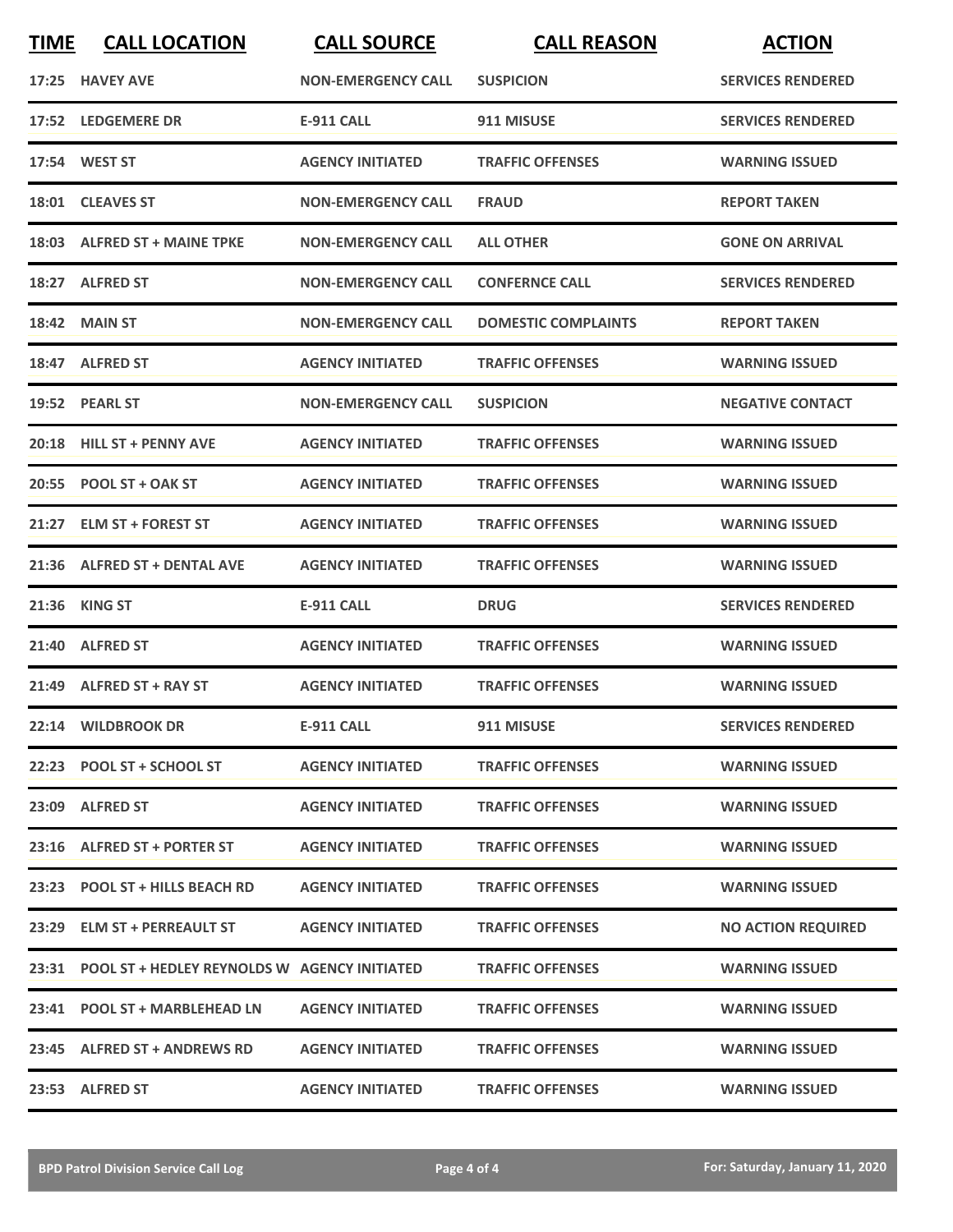| TIME | CALL LOCATION | CALL SOURCE | CALL REASON | ACTION |
|---|---|---|---|---|
| 17:25 | HAVEY AVE | NON-EMERGENCY CALL | SUSPICION | SERVICES RENDERED |
| 17:52 | LEDGEMERE DR | E-911 CALL | 911 MISUSE | SERVICES RENDERED |
| 17:54 | WEST ST | AGENCY INITIATED | TRAFFIC OFFENSES | WARNING ISSUED |
| 18:01 | CLEAVES ST | NON-EMERGENCY CALL | FRAUD | REPORT TAKEN |
| 18:03 | ALFRED ST + MAINE TPKE | NON-EMERGENCY CALL | ALL OTHER | GONE ON ARRIVAL |
| 18:27 | ALFRED ST | NON-EMERGENCY CALL | CONFERNCE CALL | SERVICES RENDERED |
| 18:42 | MAIN ST | NON-EMERGENCY CALL | DOMESTIC COMPLAINTS | REPORT TAKEN |
| 18:47 | ALFRED ST | AGENCY INITIATED | TRAFFIC OFFENSES | WARNING ISSUED |
| 19:52 | PEARL ST | NON-EMERGENCY CALL | SUSPICION | NEGATIVE CONTACT |
| 20:18 | HILL ST + PENNY AVE | AGENCY INITIATED | TRAFFIC OFFENSES | WARNING ISSUED |
| 20:55 | POOL ST + OAK ST | AGENCY INITIATED | TRAFFIC OFFENSES | WARNING ISSUED |
| 21:27 | ELM ST + FOREST ST | AGENCY INITIATED | TRAFFIC OFFENSES | WARNING ISSUED |
| 21:36 | ALFRED ST + DENTAL AVE | AGENCY INITIATED | TRAFFIC OFFENSES | WARNING ISSUED |
| 21:36 | KING ST | E-911 CALL | DRUG | SERVICES RENDERED |
| 21:40 | ALFRED ST | AGENCY INITIATED | TRAFFIC OFFENSES | WARNING ISSUED |
| 21:49 | ALFRED ST + RAY ST | AGENCY INITIATED | TRAFFIC OFFENSES | WARNING ISSUED |
| 22:14 | WILDBROOK DR | E-911 CALL | 911 MISUSE | SERVICES RENDERED |
| 22:23 | POOL ST + SCHOOL ST | AGENCY INITIATED | TRAFFIC OFFENSES | WARNING ISSUED |
| 23:09 | ALFRED ST | AGENCY INITIATED | TRAFFIC OFFENSES | WARNING ISSUED |
| 23:16 | ALFRED ST + PORTER ST | AGENCY INITIATED | TRAFFIC OFFENSES | WARNING ISSUED |
| 23:23 | POOL ST + HILLS BEACH RD | AGENCY INITIATED | TRAFFIC OFFENSES | WARNING ISSUED |
| 23:29 | ELM ST + PERREAULT ST | AGENCY INITIATED | TRAFFIC OFFENSES | NO ACTION REQUIRED |
| 23:31 | POOL ST + HEDLEY REYNOLDS W | AGENCY INITIATED | TRAFFIC OFFENSES | WARNING ISSUED |
| 23:41 | POOL ST + MARBLEHEAD LN | AGENCY INITIATED | TRAFFIC OFFENSES | WARNING ISSUED |
| 23:45 | ALFRED ST + ANDREWS RD | AGENCY INITIATED | TRAFFIC OFFENSES | WARNING ISSUED |
| 23:53 | ALFRED ST | AGENCY INITIATED | TRAFFIC OFFENSES | WARNING ISSUED |